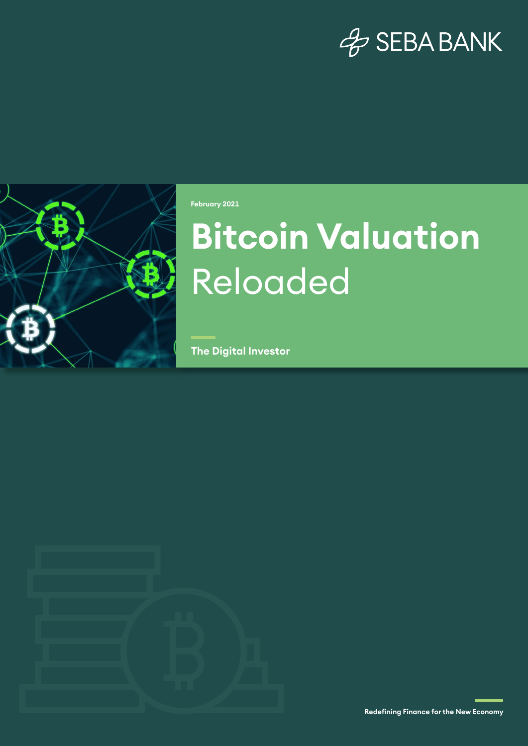SEBA BANK

February 2021

# Bitcoin Valuation Reloaded

The Digital Investor

Redefining Finance for the New Economy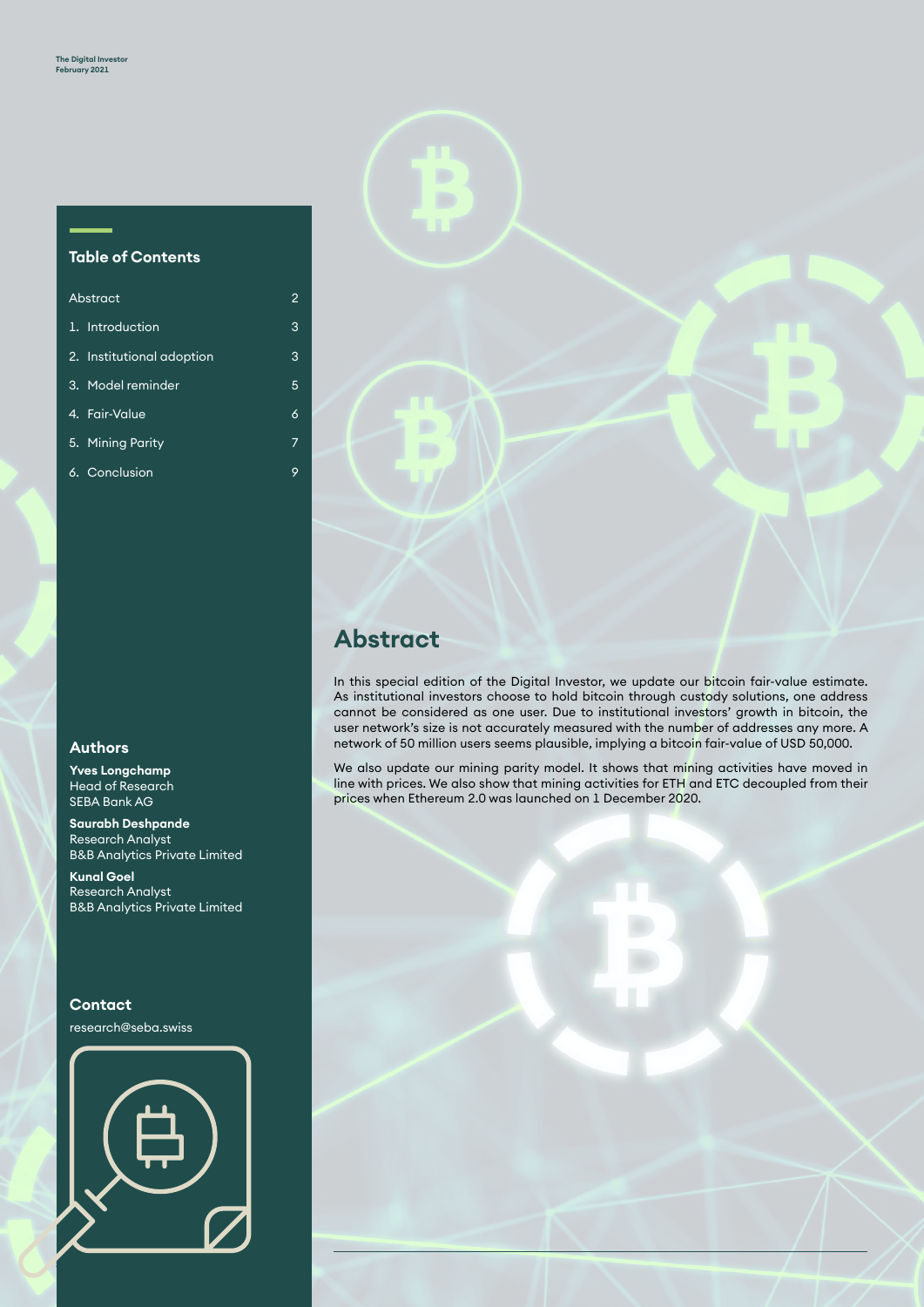The Digital Investor
February 2021

## Table of Contents

| | |
|---|---|
| Abstract | 2 |
| 1. Introduction | 3 |
| 2. Institutional adoption | 3 |
| 3. Model reminder | 5 |
| 4. Fair-Value | 6 |
| 5. Mining Parity | 7 |
| 6. Conclusion | 9 |

## Authors

**Yves Longchamp**
Head of Research
SEBA Bank AG

**Saurabh Deshpande**
Research Analyst
B&B Analytics Private Limited

**Kunal Goel**
Research Analyst
B&B Analytics Private Limited

## Contact

research@seba.swiss

# Abstract

In this special edition of the Digital Investor, we update our bitcoin fair-value estimate. As institutional investors choose to hold bitcoin through custody solutions, one address cannot be considered as one user. Due to institutional investors' growth in bitcoin, the user network's size is not accurately measured with the number of addresses any more. A network of 50 million users seems plausible, implying a bitcoin fair-value of USD 50,000.

We also update our mining parity model. It shows that mining activities have moved in line with prices. We also show that mining activities for ETH and ETC decoupled from their prices when Ethereum 2.0 was launched on 1 December 2020.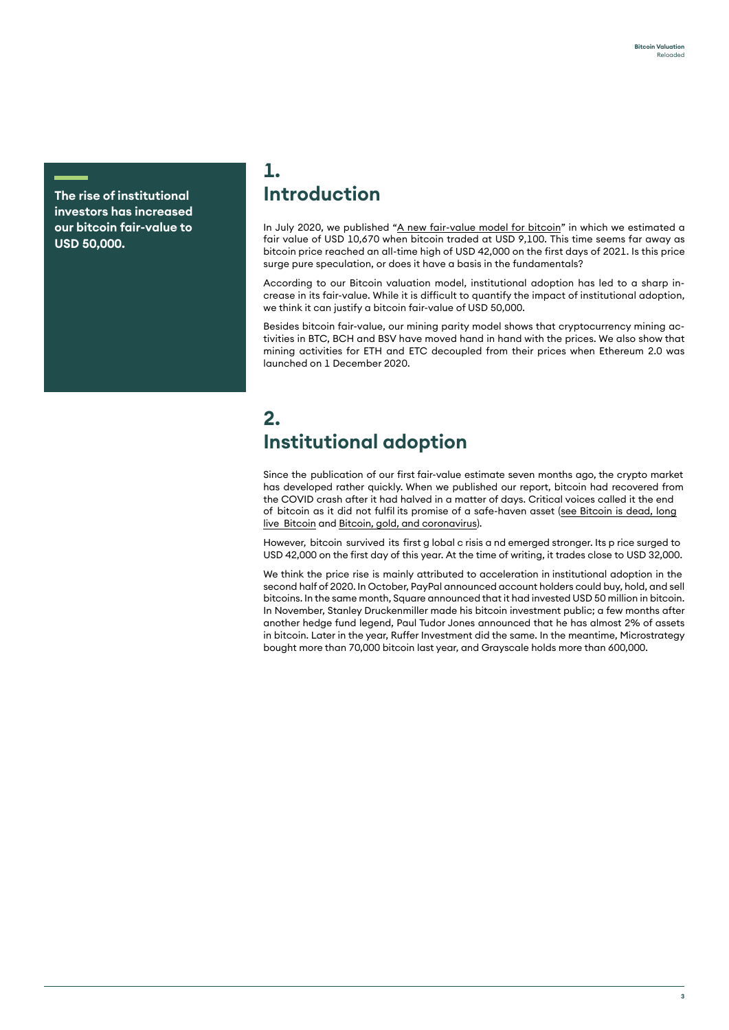**The rise of institutional investors has increased our bitcoin fair-value to USD 50,000.**

## 1. Introduction

In July 2020, we published "A new fair-value model for bitcoin" in which we estimated a fair value of USD 10,670 when bitcoin traded at USD 9,100. This time seems far away as bitcoin price reached an all-time high of USD 42,000 on the first days of 2021. Is this price surge pure speculation, or does it have a basis in the fundamentals?

According to our Bitcoin valuation model, institutional adoption has led to a sharp increase in its fair-value. While it is difficult to quantify the impact of institutional adoption, we think it can justify a bitcoin fair-value of USD 50,000.

Besides bitcoin fair-value, our mining parity model shows that cryptocurrency mining activities in BTC, BCH and BSV have moved hand in hand with the prices. We also show that mining activities for ETH and ETC decoupled from their prices when Ethereum 2.0 was launched on 1 December 2020.

## 2. Institutional adoption

Since the publication of our first fair-value estimate seven months ago, the crypto market has developed rather quickly. When we published our report, bitcoin had recovered from the COVID crash after it had halved in a matter of days. Critical voices called it the end of bitcoin as it did not fulfil its promise of a safe-haven asset (see Bitcoin is dead, long live Bitcoin and Bitcoin, gold, and coronavirus).

However, bitcoin survived its first global crisis and emerged stronger. Its price surged to USD 42,000 on the first day of this year. At the time of writing, it trades close to USD 32,000.

We think the price rise is mainly attributed to acceleration in institutional adoption in the second half of 2020. In October, PayPal announced account holders could buy, hold, and sell bitcoins. In the same month, Square announced that it had invested USD 50 million in bitcoin. In November, Stanley Druckenmiller made his bitcoin investment public; a few months after another hedge fund legend, Paul Tudor Jones announced that he has almost 2% of assets in bitcoin. Later in the year, Ruffer Investment did the same. In the meantime, Microstrategy bought more than 70,000 bitcoin last year, and Grayscale holds more than 600,000.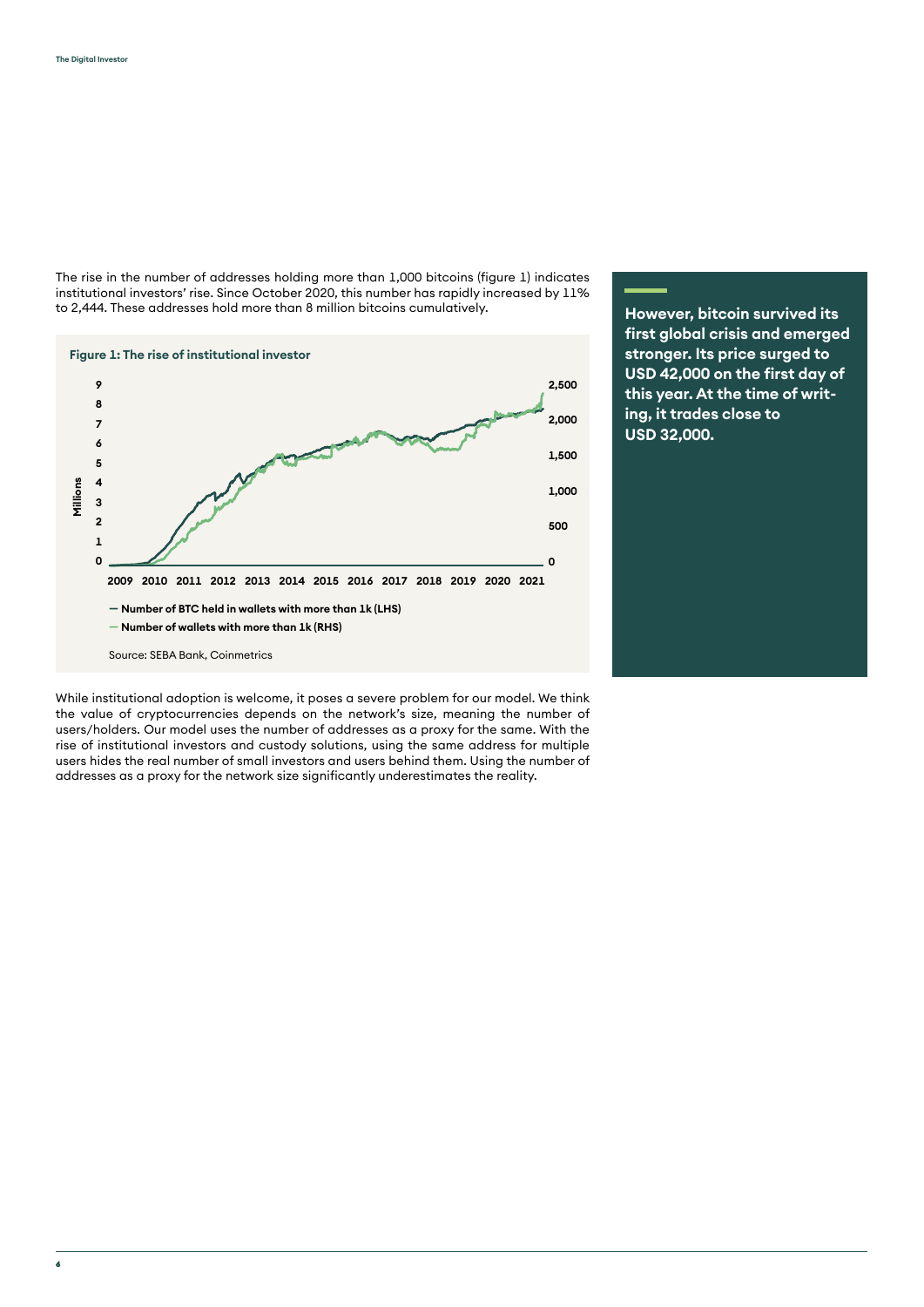The rise in the number of addresses holding more than 1,000 bitcoins (figure 1) indicates institutional investors' rise. Since October 2020, this number has rapidly increased by 11% to 2,444. These addresses hold more than 8 million bitcoins cumulatively.

**Figure 1: The rise of institutional investor**

— Number of BTC held in wallets with more than 1k (LHS)
— Number of wallets with more than 1k (RHS)

Source: SEBA Bank, Coinmetrics

While institutional adoption is welcome, it poses a severe problem for our model. We think the value of cryptocurrencies depends on the network's size, meaning the number of users/holders. Our model uses the number of addresses as a proxy for the same. With the rise of institutional investors and custody solutions, using the same address for multiple users hides the real number of small investors and users behind them. Using the number of addresses as a proxy for the network size significantly underestimates the reality.

**However, bitcoin survived its first global crisis and emerged stronger. Its price surged to USD 42,000 on the first day of this year. At the time of writing, it trades close to USD 32,000.**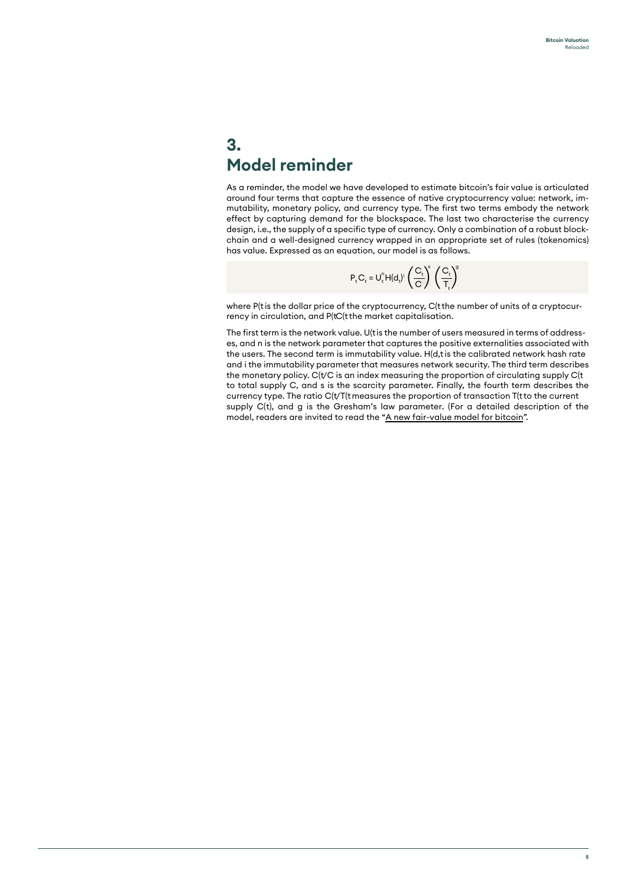# 3. Model reminder

As a reminder, the model we have developed to estimate bitcoin's fair value is articulated around four terms that capture the essence of native cryptocurrency value: network, immutability, monetary policy, and currency type. The first two terms embody the network effect by capturing demand for the blockspace. The last two characterise the currency design, i.e., the supply of a specific type of currency. Only a combination of a robust blockchain and a well-designed currency wrapped in an appropriate set of rules (tokenomics) has value. Expressed as an equation, our model is as follows.

$$P_t C_t = U_t^n H(d_t)^i \left(\frac{C_t}{C}\right)^s \left(\frac{C_t}{T_t}\right)^g$$

where P(t is the dollar price of the cryptocurrency, C(t the number of units of a cryptocurrency in circulation, and P(tC(t the market capitalisation.

The first term is the network value. U(t is the number of users measured in terms of addresses, and n is the network parameter that captures the positive externalities associated with the users. The second term is immutability value. H(d,t is the calibrated network hash rate and i the immutability parameter that measures network security. The third term describes the monetary policy. C(t/C is an index measuring the proportion of circulating supply C(t to total supply C, and s is the scarcity parameter. Finally, the fourth term describes the currency type. The ratio C(t/T(t measures the proportion of transaction T(t to the current supply C(t), and g is the Gresham's law parameter. (For a detailed description of the model, readers are invited to read the "A new fair-value model for bitcoin".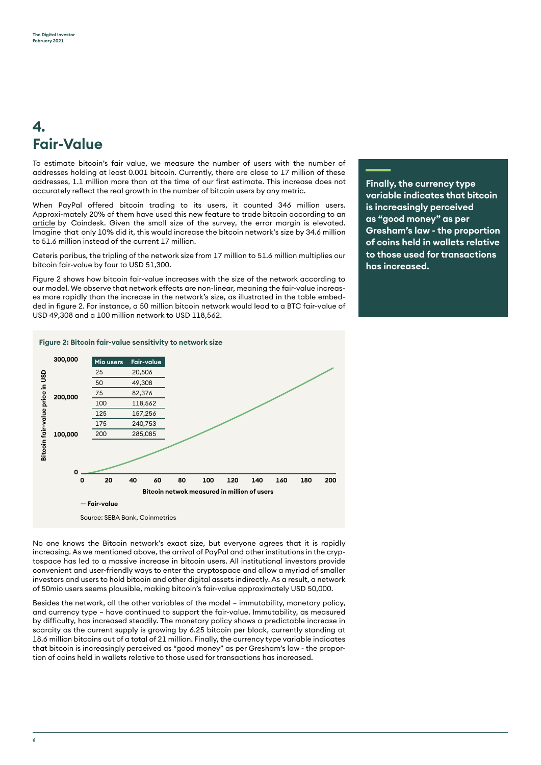# 4. Fair-Value

To estimate bitcoin's fair value, we measure the number of users with the number of addresses holding at least 0.001 bitcoin. Currently, there are close to 17 million of these addresses, 1.1 million more than at the time of our first estimate. This increase does not accurately reflect the real growth in the number of bitcoin users by any metric.

When PayPal offered bitcoin trading to its users, it counted 346 million users. Approxi-mately 20% of them have used this new feature to trade bitcoin according to an article by Coindesk. Given the small size of the survey, the error margin is elevated. Imagine that only 10% did it, this would increase the bitcoin network's size by 34.6 million to 51.6 million instead of the current 17 million.

Ceteris paribus, the tripling of the network size from 17 million to 51.6 million multiplies our bitcoin fair-value by four to USD 51,300.

Figure 2 shows how bitcoin fair-value increases with the size of the network according to our model. We observe that network effects are non-linear, meaning the fair-value increases more rapidly than the increase in the network's size, as illustrated in the table embedded in figure 2. For instance, a 50 million bitcoin network would lead to a BTC fair-value of USD 49,308 and a 100 million network to USD 118,562.

**Figure 2: Bitcoin fair-value sensitivity to network size**

| Mio users | Fair-value |
|---|---|
| 25 | 20,506 |
| 50 | 49,308 |
| 75 | 82,376 |
| 100 | 118,562 |
| 125 | 157,256 |
| 175 | 240,753 |
| 200 | 285,085 |

Source: SEBA Bank, Coinmetrics

No one knows the Bitcoin network's exact size, but everyone agrees that it is rapidly increasing. As we mentioned above, the arrival of PayPal and other institutions in the cryptospace has led to a massive increase in bitcoin users. All institutional investors provide convenient and user-friendly ways to enter the cryptospace and allow a myriad of smaller investors and users to hold bitcoin and other digital assets indirectly. As a result, a network of 50mio users seems plausible, making bitcoin's fair-value approximately USD 50,000.

Besides the network, all the other variables of the model – immutability, monetary policy, and currency type – have continued to support the fair-value. Immutability, as measured by difficulty, has increased steadily. The monetary policy shows a predictable increase in scarcity as the current supply is growing by 6.25 bitcoin per block, currently standing at 18.6 million bitcoins out of a total of 21 million. Finally, the currency type variable indicates that bitcoin is increasingly perceived as "good money" as per Gresham's law - the proportion of coins held in wallets relative to those used for transactions has increased.

**Finally, the currency type variable indicates that bitcoin is increasingly perceived as "good money" as per Gresham's law - the proportion of coins held in wallets relative to those used for transactions has increased.**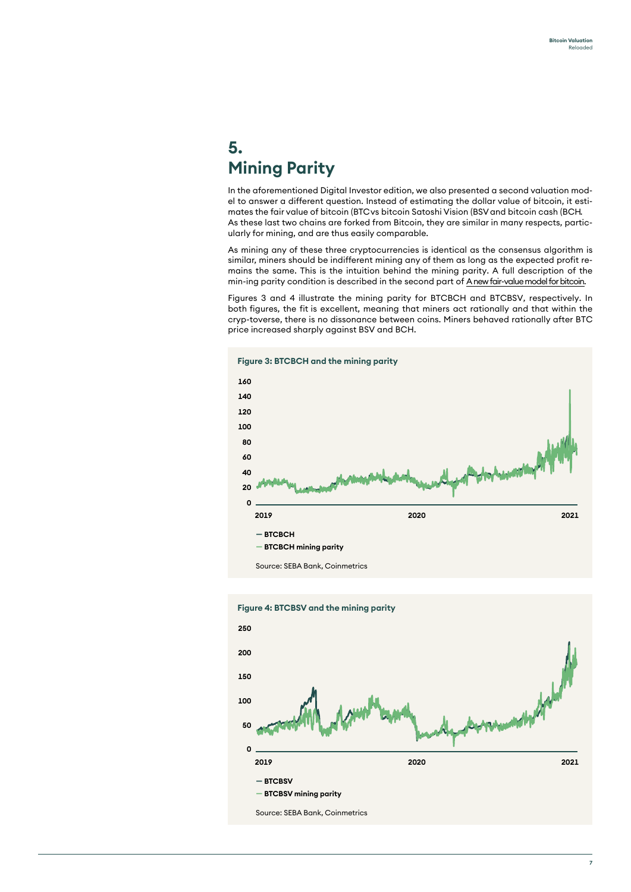## 5. Mining Parity

In the aforementioned Digital Investor edition, we also presented a second valuation model to answer a different question. Instead of estimating the dollar value of bitcoin, it estimates the fair value of bitcoin (BTC vs bitcoin Satoshi Vision (BSV and bitcoin cash (BCH. As these last two chains are forked from Bitcoin, they are similar in many respects, particularly for mining, and are thus easily comparable.

As mining any of these three cryptocurrencies is identical as the consensus algorithm is similar, miners should be indifferent mining any of them as long as the expected profit remains the same. This is the intuition behind the mining parity. A full description of the min-ing parity condition is described in the second part of A new fair-value model for bitcoin.

Figures 3 and 4 illustrate the mining parity for BTCBCH and BTCBSV, respectively. In both figures, the fit is excellent, meaning that miners act rationally and that within the cryp-toverse, there is no dissonance between coins. Miners behaved rationally after BTC price increased sharply against BSV and BCH.

**Figure 3: BTCBCH and the mining parity**

— BTCBCH
— BTCBCH mining parity

Source: SEBA Bank, Coinmetrics

**Figure 4: BTCBSV and the mining parity**

— BTCBSV
— BTCBSV mining parity

Source: SEBA Bank, Coinmetrics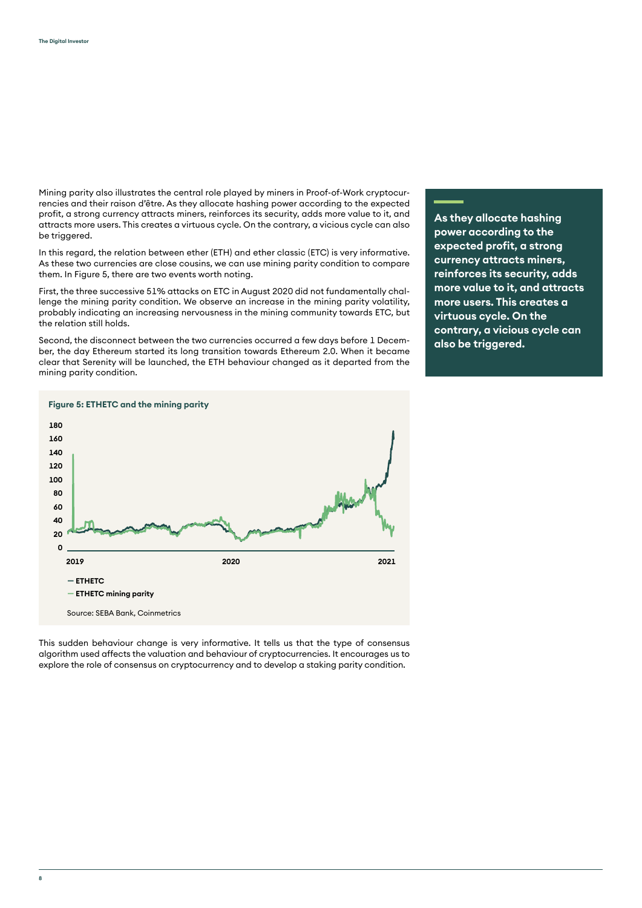Mining parity also illustrates the central role played by miners in Proof-of-Work cryptocurrencies and their raison d'être. As they allocate hashing power according to the expected profit, a strong currency attracts miners, reinforces its security, adds more value to it, and attracts more users. This creates a virtuous cycle. On the contrary, a vicious cycle can also be triggered.

In this regard, the relation between ether (ETH) and ether classic (ETC) is very informative. As these two currencies are close cousins, we can use mining parity condition to compare them. In Figure 5, there are two events worth noting.

First, the three successive 51% attacks on ETC in August 2020 did not fundamentally challenge the mining parity condition. We observe an increase in the mining parity volatility, probably indicating an increasing nervousness in the mining community towards ETC, but the relation still holds.

Second, the disconnect between the two currencies occurred a few days before 1 December, the day Ethereum started its long transition towards Ethereum 2.0. When it became clear that Serenity will be launched, the ETH behaviour changed as it departed from the mining parity condition.

**As they allocate hashing power according to the expected profit, a strong currency attracts miners, reinforces its security, adds more value to it, and attracts more users. This creates a virtuous cycle. On the contrary, a vicious cycle can also be triggered.**

**Figure 5: ETHETC and the mining parity**

- ETHETC
- ETHETC mining parity

Source: SEBA Bank, Coinmetrics

This sudden behaviour change is very informative. It tells us that the type of consensus algorithm used affects the valuation and behaviour of cryptocurrencies. It encourages us to explore the role of consensus on cryptocurrency and to develop a staking parity condition.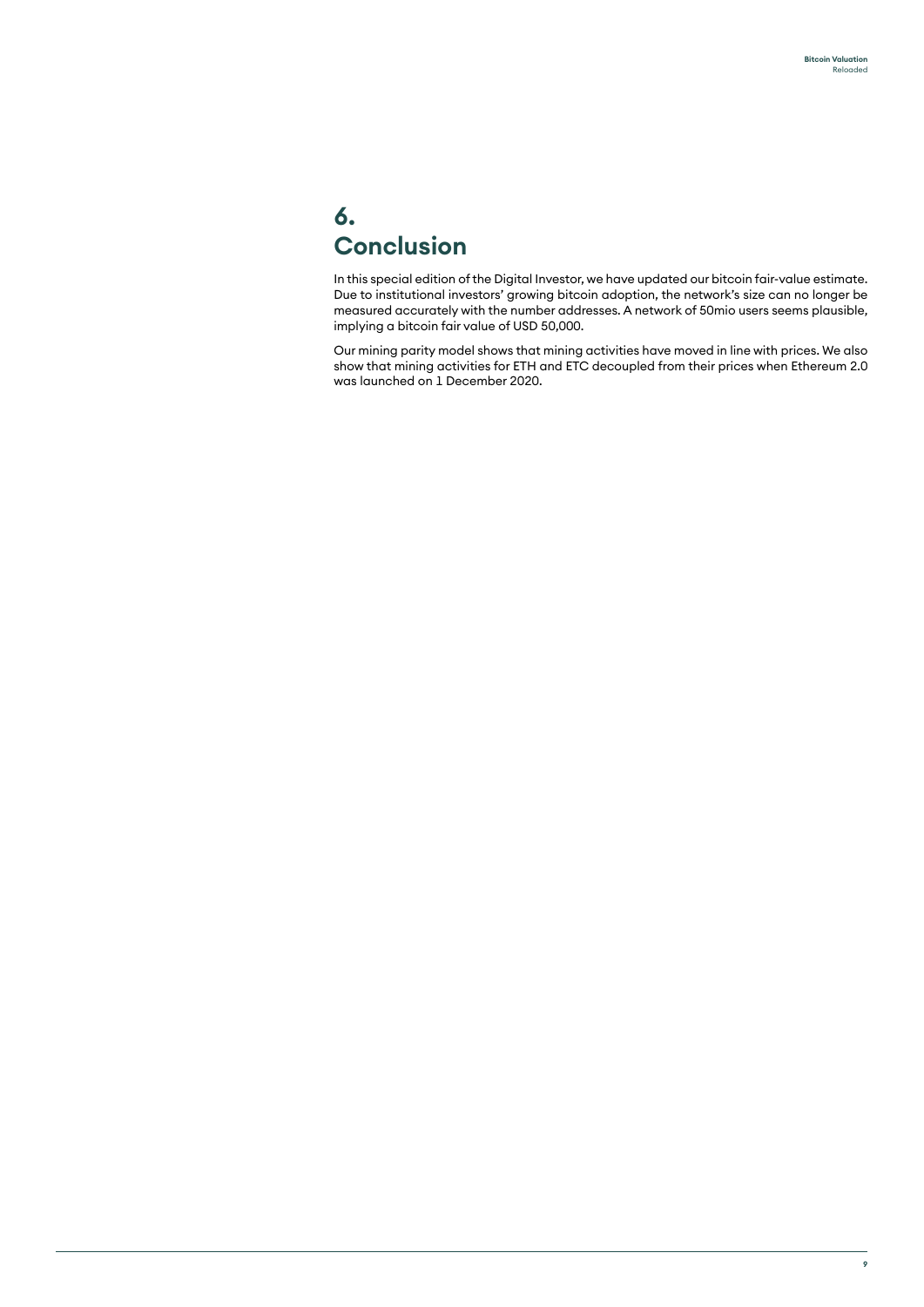# 6. Conclusion

In this special edition of the Digital Investor, we have updated our bitcoin fair-value estimate. Due to institutional investors' growing bitcoin adoption, the network's size can no longer be measured accurately with the number addresses. A network of 50mio users seems plausible, implying a bitcoin fair value of USD 50,000.

Our mining parity model shows that mining activities have moved in line with prices. We also show that mining activities for ETH and ETC decoupled from their prices when Ethereum 2.0 was launched on 1 December 2020.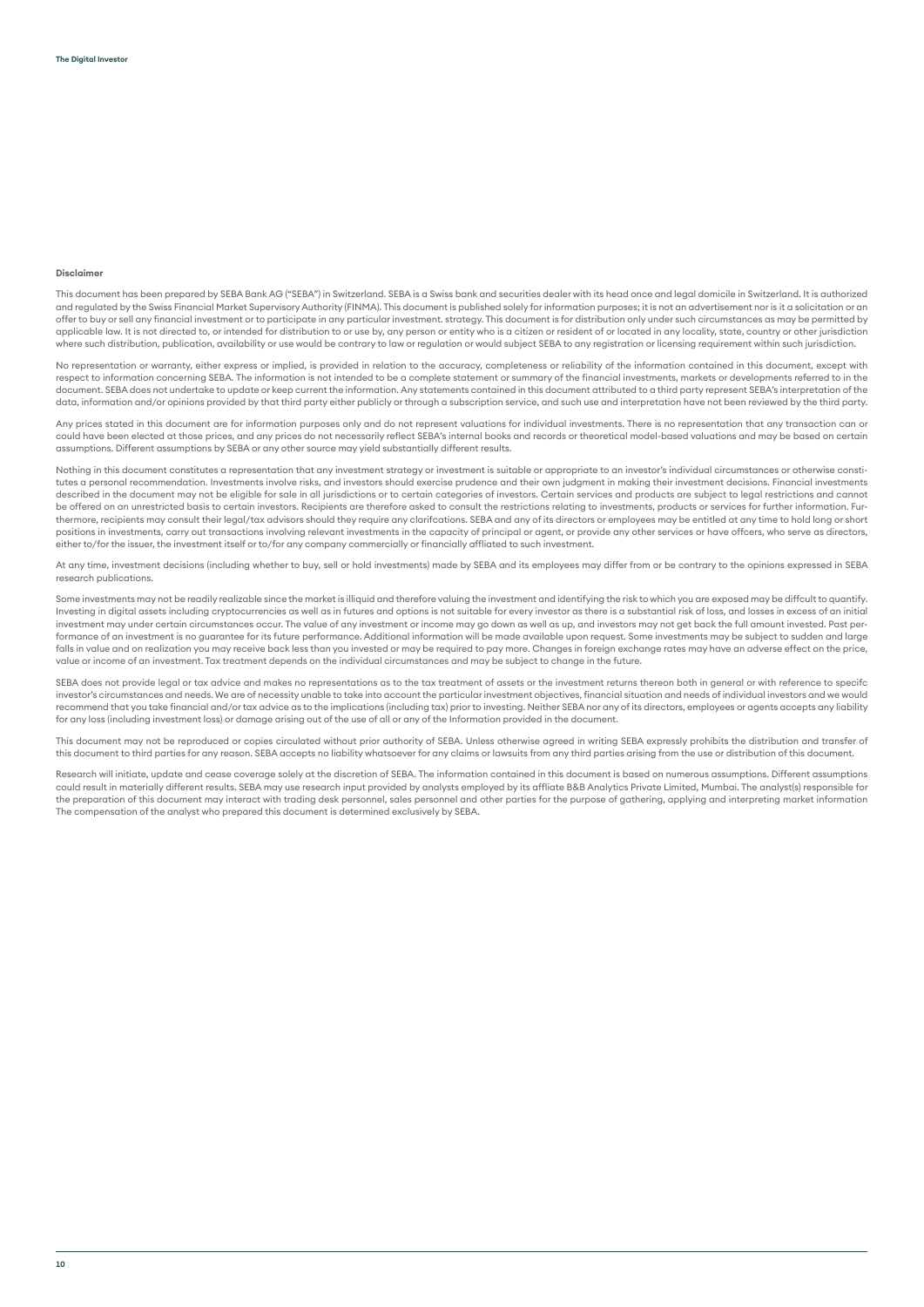**Disclaimer**

This document has been prepared by SEBA Bank AG ("SEBA") in Switzerland. SEBA is a Swiss bank and securities dealer with its head once and legal domicile in Switzerland. It is authorized and regulated by the Swiss Financial Market Supervisory Authority (FINMA). This document is published solely for information purposes; it is not an advertisement nor is it a solicitation or an offer to buy or sell any financial investment or to participate in any particular investment. strategy. This document is for distribution only under such circumstances as may be permitted by applicable law. It is not directed to, or intended for distribution to or use by, any person or entity who is a citizen or resident of or located in any locality, state, country or other jurisdiction where such distribution, publication, availability or use would be contrary to law or regulation or would subject SEBA to any registration or licensing requirement within such jurisdiction.

No representation or warranty, either express or implied, is provided in relation to the accuracy, completeness or reliability of the information contained in this document, except with respect to information concerning SEBA. The information is not intended to be a complete statement or summary of the financial investments, markets or developments referred to in the document. SEBA does not undertake to update or keep current the information. Any statements contained in this document attributed to a third party represent SEBA's interpretation of the data, information and/or opinions provided by that third party either publicly or through a subscription service, and such use and interpretation have not been reviewed by the third party.

Any prices stated in this document are for information purposes only and do not represent valuations for individual investments. There is no representation that any transaction can or could have been elected at those prices, and any prices do not necessarily reflect SEBA's internal books and records or theoretical model-based valuations and may be based on certain assumptions. Different assumptions by SEBA or any other source may yield substantially different results.

Nothing in this document constitutes a representation that any investment strategy or investment is suitable or appropriate to an investor's individual circumstances or otherwise constitutes a personal recommendation. Investments involve risks, and investors should exercise prudence and their own judgment in making their investment decisions. Financial investments described in the document may not be eligible for sale in all jurisdictions or to certain categories of investors. Certain services and products are subject to legal restrictions and cannot be offered on an unrestricted basis to certain investors. Recipients are therefore asked to consult the restrictions relating to investments, products or services for further information. Furthermore, recipients may consult their legal/tax advisors should they require any clarifcations. SEBA and any of its directors or employees may be entitled at any time to hold long or short positions in investments, carry out transactions involving relevant investments in the capacity of principal or agent, or provide any other services or have offcers, who serve as directors, either to/for the issuer, the investment itself or to/for any company commercially or financially affliated to such investment.

At any time, investment decisions (including whether to buy, sell or hold investments) made by SEBA and its employees may differ from or be contrary to the opinions expressed in SEBA research publications.

Some investments may not be readily realizable since the market is illiquid and therefore valuing the investment and identifying the risk to which you are exposed may be diffcult to quantify. Investing in digital assets including cryptocurrencies as well as in futures and options is not suitable for every investor as there is a substantial risk of loss, and losses in excess of an initial investment may under certain circumstances occur. The value of any investment or income may go down as well as up, and investors may not get back the full amount invested. Past performance of an investment is no guarantee for its future performance. Additional information will be made available upon request. Some investments may be subject to sudden and large falls in value and on realization you may receive back less than you invested or may be required to pay more. Changes in foreign exchange rates may have an adverse effect on the price, value or income of an investment. Tax treatment depends on the individual circumstances and may be subject to change in the future.

SEBA does not provide legal or tax advice and makes no representations as to the tax treatment of assets or the investment returns thereon both in general or with reference to specifc investor's circumstances and needs. We are of necessity unable to take into account the particular investment objectives, financial situation and needs of individual investors and we would recommend that you take financial and/or tax advice as to the implications (including tax) prior to investing. Neither SEBA nor any of its directors, employees or agents accepts any liability for any loss (including investment loss) or damage arising out of the use of all or any of the Information provided in the document.

This document may not be reproduced or copies circulated without prior authority of SEBA. Unless otherwise agreed in writing SEBA expressly prohibits the distribution and transfer of this document to third parties for any reason. SEBA accepts no liability whatsoever for any claims or lawsuits from any third parties arising from the use or distribution of this document.

Research will initiate, update and cease coverage solely at the discretion of SEBA. The information contained in this document is based on numerous assumptions. Different assumptions could result in materially different results. SEBA may use research input provided by analysts employed by its affliate B&B Analytics Private Limited, Mumbai. The analyst(s) responsible for the preparation of this document may interact with trading desk personnel, sales personnel and other parties for the purpose of gathering, applying and interpreting market information The compensation of the analyst who prepared this document is determined exclusively by SEBA.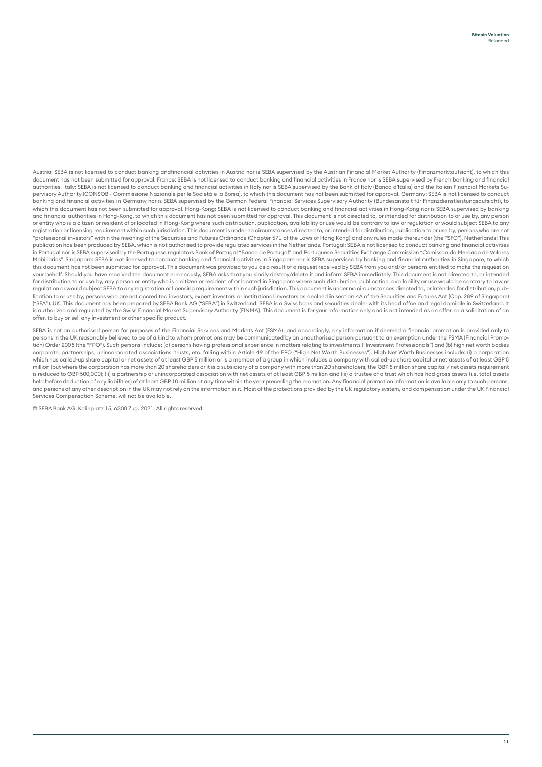Austria: SEBA is not licensed to conduct banking andfinancial activities in Austria nor is SEBA supervised by the Austrian Financial Market Authority (Finanzmarktaufsicht), to which this document has not been submitted for approval. France: SEBA is not licensed to conduct banking and financial activities in France nor is SEBA supervised by French banking and financial authorities. Italy: SEBA is not licensed to conduct banking and financial activities in Italy nor is SEBA supervised by the Bank of Italy (Banca d'Italia) and the Italian Financial Markets Supervisory Authority (CONSOB - Commissione Nazionale per le Società e la Borsa), to which this document has not been submitted for approval. Germany: SEBA is not licensed to conduct banking and financial activities in Germany nor is SEBA supervised by the German Financial Services Supervisory Authority (Bundesanstalt für Finanzdienstleistungsaufsicht), to which this document has not been submitted for approval. Hong-Kong: SEBA is not licensed to conduct banking and financial activities in Hong-Kong nor is SEBA supervised by banking and financial authorities in Hong-Kong, to which this document has not been submitted for approval. This document is not directed to, or intended for distribution to or use by, any person or entity who is a citizen or resident of or located in Hong-Kong where such distribution, publication, availability or use would be contrary to law or regulation or would subject SEBA to any registration or licensing requirement within such jurisdiction. This document is under no circumstances directed to, or intended for distribution, publication to or use by, persons who are not "professional investors" within the meaning of the Securities and Futures Ordinance (Chapter 571 of the Laws of Hong Kong) and any rules made thereunder (the "SFO"). Netherlands: This publication has been produced by SEBA, which is not authorised to provide regulated services in the Netherlands. Portugal: SEBA is not licensed to conduct banking and financial activities in Portugal nor is SEBA supervised by the Portuguese regulators Bank of Portugal "Banco de Portugal" and Portuguese Securities Exchange Commission "Comissao do Mercado de Valores Mobiliarios". Singapore: SEBA is not licensed to conduct banking and financial activities in Singapore nor is SEBA supervised by banking and financial authorities in Singapore, to which this document has not been submitted for approval. This document was provided to you as a result of a request received by SEBA from you and/or persons entitled to make the request on your behalf. Should you have received the document erroneously, SEBA asks that you kindly destroy/delete it and inform SEBA immediately. This document is not directed to, or intended for distribution to or use by, any person or entity who is a citizen or resident of or located in Singapore where such distribution, publication, availability or use would be contrary to law or regulation or would subject SEBA to any registration or licensing requirement within such jurisdiction. This document is under no circumstances directed to, or intended for distribution, publication to or use by, persons who are not accredited investors, expert investors or institutional investors as declned in section 4A of the Securities and Futures Act (Cap. 289 of Singapore) ("SFA"). UK: This document has been prepared by SEBA Bank AG ("SEBA") in Switzerland. SEBA is a Swiss bank and securities dealer with its head offce and legal domicile in Switzerland. It is authorized and regulated by the Swiss Financial Market Supervisory Authority (FINMA). This document is for your information only and is not intended as an offer, or a solicitation of an offer, to buy or sell any investment or other specific product.

SEBA is not an authorised person for purposes of the Financial Services and Markets Act (FSMA), and accordingly, any information if deemed a financial promotion is provided only to persons in the UK reasonably believed to be of a kind to whom promotions may be communicated by an unauthorised person pursuant to an exemption under the FSMA (Financial Promotion) Order 2005 (the "FPO"). Such persons include: (a) persons having professional experience in matters relating to investments ("Investment Professionals") and (b) high net worth bodies corporate, partnerships, unincorporated associations, trusts, etc. falling within Article 49 of the FPO ("High Net Worth Businesses"). High Net Worth Businesses include: (i) a corporation which has called-up share capital or net assets of at least GBP 5 million or is a member of a group in which includes a company with called-up share capital or net assets of at least GBP 5 million (but where the corporation has more than 20 shareholders or it is a subsidiary of a company with more than 20 shareholders, the GBP 5 million share capital / net assets requirement is reduced to GBP 500,000); (ii) a partnership or unincorporated association with net assets of at least GBP 5 million and (iii) a trustee of a trust which has had gross assets (i.e. total assets held before deduction of any liabilities) of at least GBP 10 million at any time within the year preceding the promotion. Any financial promotion information is available only to such persons, and persons of any other description in the UK may not rely on the information in it. Most of the protections provided by the UK regulatory system, and compensation under the UK Financial Services Compensation Scheme, will not be available.

© SEBA Bank AG, Kolinplatz 15, 6300 Zug. 2021. All rights reserved.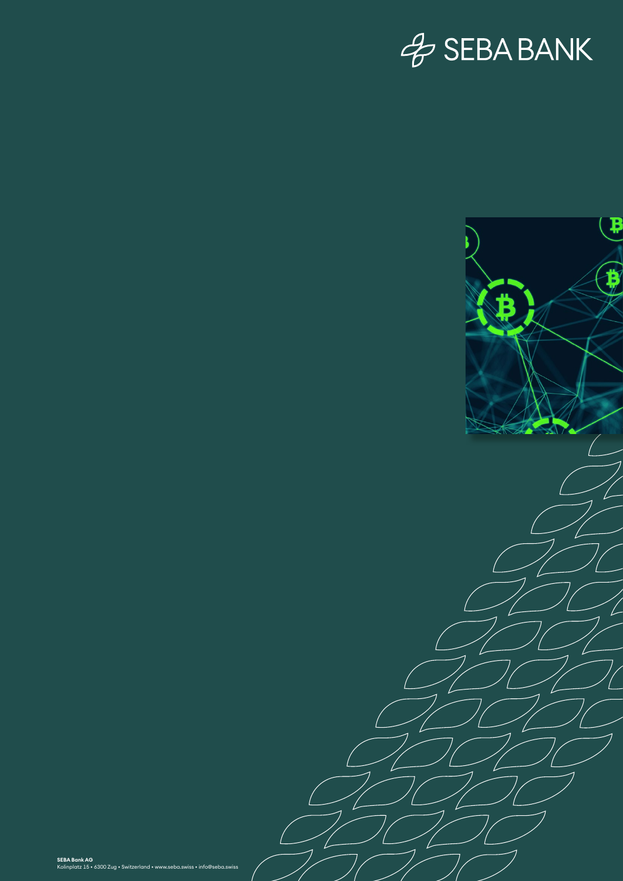SEBA BANK

**SEBA Bank AG**
Kolinplatz 15 • 6300 Zug • Switzerland • www.seba.swiss • info@seba.swiss